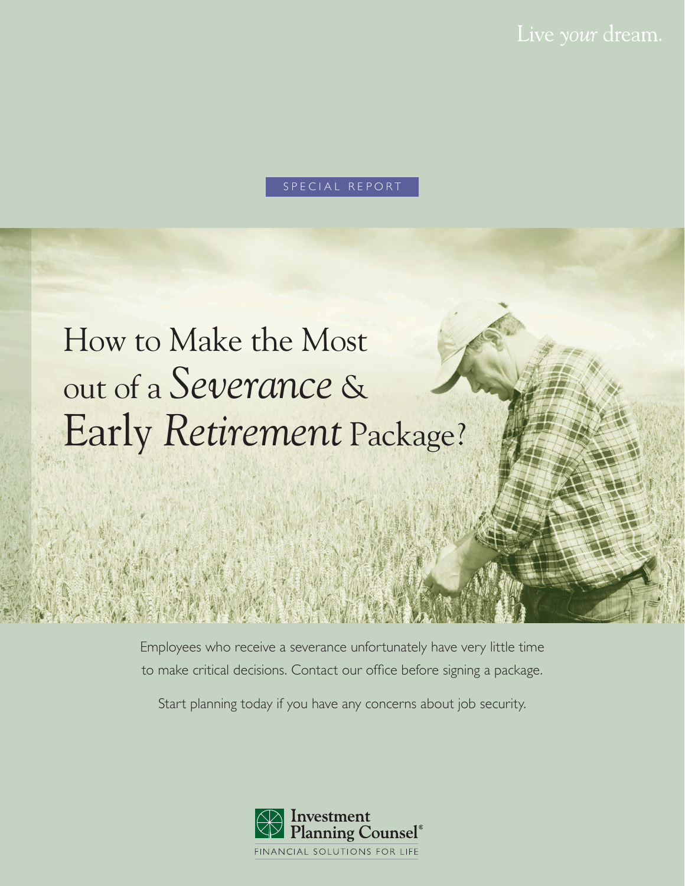Live *your* dream.

SPECIAL REPORT

# How to Make the Most out of a *Severance* & Early *Retirement* Package?

Employees who receive a severance unfortunately have very little time to make critical decisions. Contact our office before signing a package.

Start planning today if you have any concerns about job security.

Investment Planning Counsel®

FINANCIAL SOLUTIONS FOR LIFE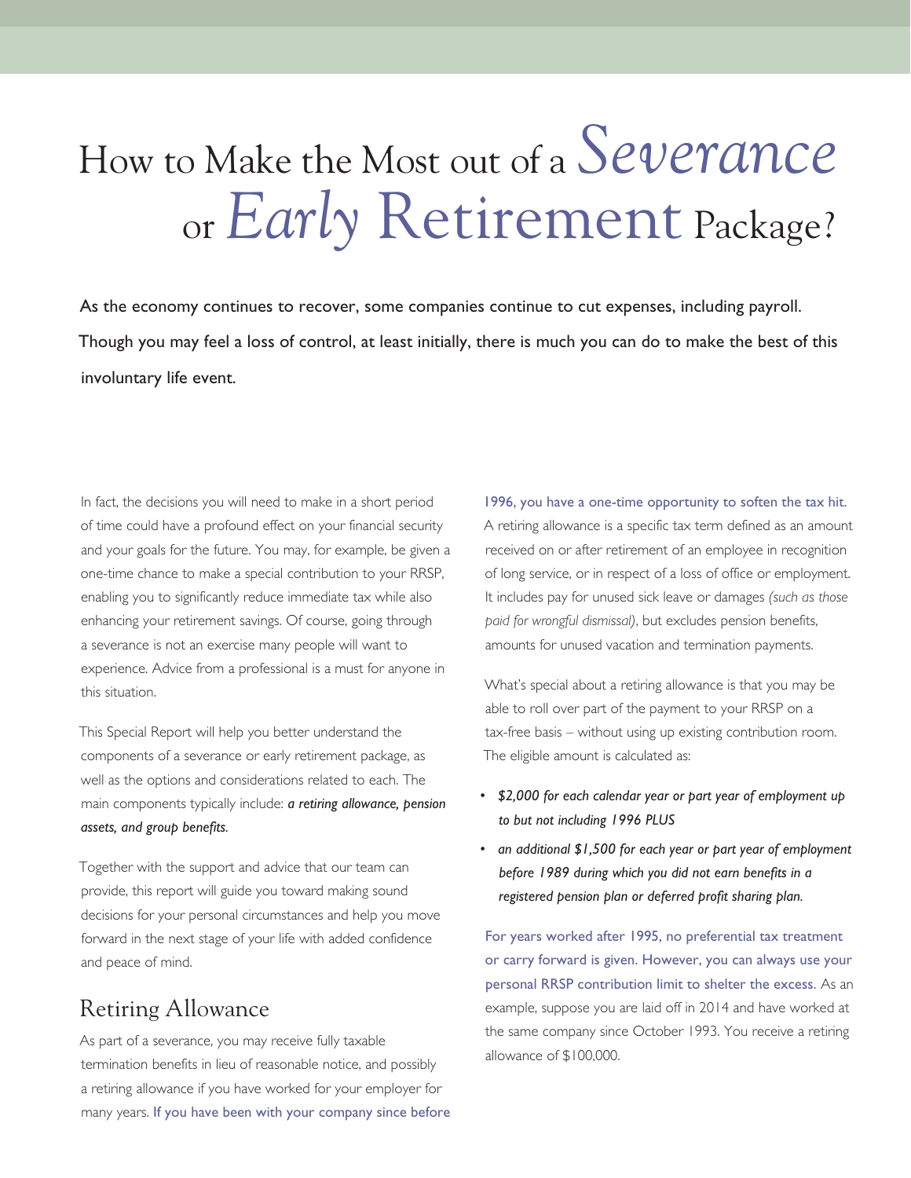# How to Make the Most out of a *Severance* or *Early* Retirement Package?

As the economy continues to recover, some companies continue to cut expenses, including payroll. Though you may feel a loss of control, at least initially, there is much you can do to make the best of this involuntary life event.

In fact, the decisions you will need to make in a short period of time could have a profound effect on your financial security and your goals for the future. You may, for example, be given a one-time chance to make a special contribution to your RRSP, enabling you to significantly reduce immediate tax while also enhancing your retirement savings. Of course, going through a severance is not an exercise many people will want to experience. Advice from a professional is a must for anyone in this situation.

This Special Report will help you better understand the components of a severance or early retirement package, as well as the options and considerations related to each. The main components typically include: ***a retiring allowance, pension assets, and group benefits.***

Together with the support and advice that our team can provide, this report will guide you toward making sound decisions for your personal circumstances and help you move forward in the next stage of your life with added confidence and peace of mind.

## Retiring Allowance

As part of a severance, you may receive fully taxable termination benefits in lieu of reasonable notice, and possibly a retiring allowance if you have worked for your employer for many years. If you have been with your company since before 1996, you have a one-time opportunity to soften the tax hit. A retiring allowance is a specific tax term defined as an amount received on or after retirement of an employee in recognition of long service, or in respect of a loss of office or employment. It includes pay for unused sick leave or damages *(such as those paid for wrongful dismissal)*, but excludes pension benefits, amounts for unused vacation and termination payments.

What's special about a retiring allowance is that you may be able to roll over part of the payment to your RRSP on a tax-free basis – without using up existing contribution room. The eligible amount is calculated as:

- *$2,000 for each calendar year or part year of employment up to but not including 1996 PLUS*
- *an additional $1,500 for each year or part year of employment before 1989 during which you did not earn benefits in a registered pension plan or deferred profit sharing plan.*

For years worked after 1995, no preferential tax treatment or carry forward is given. However, you can always use your personal RRSP contribution limit to shelter the excess. As an example, suppose you are laid off in 2014 and have worked at the same company since October 1993. You receive a retiring allowance of $100,000.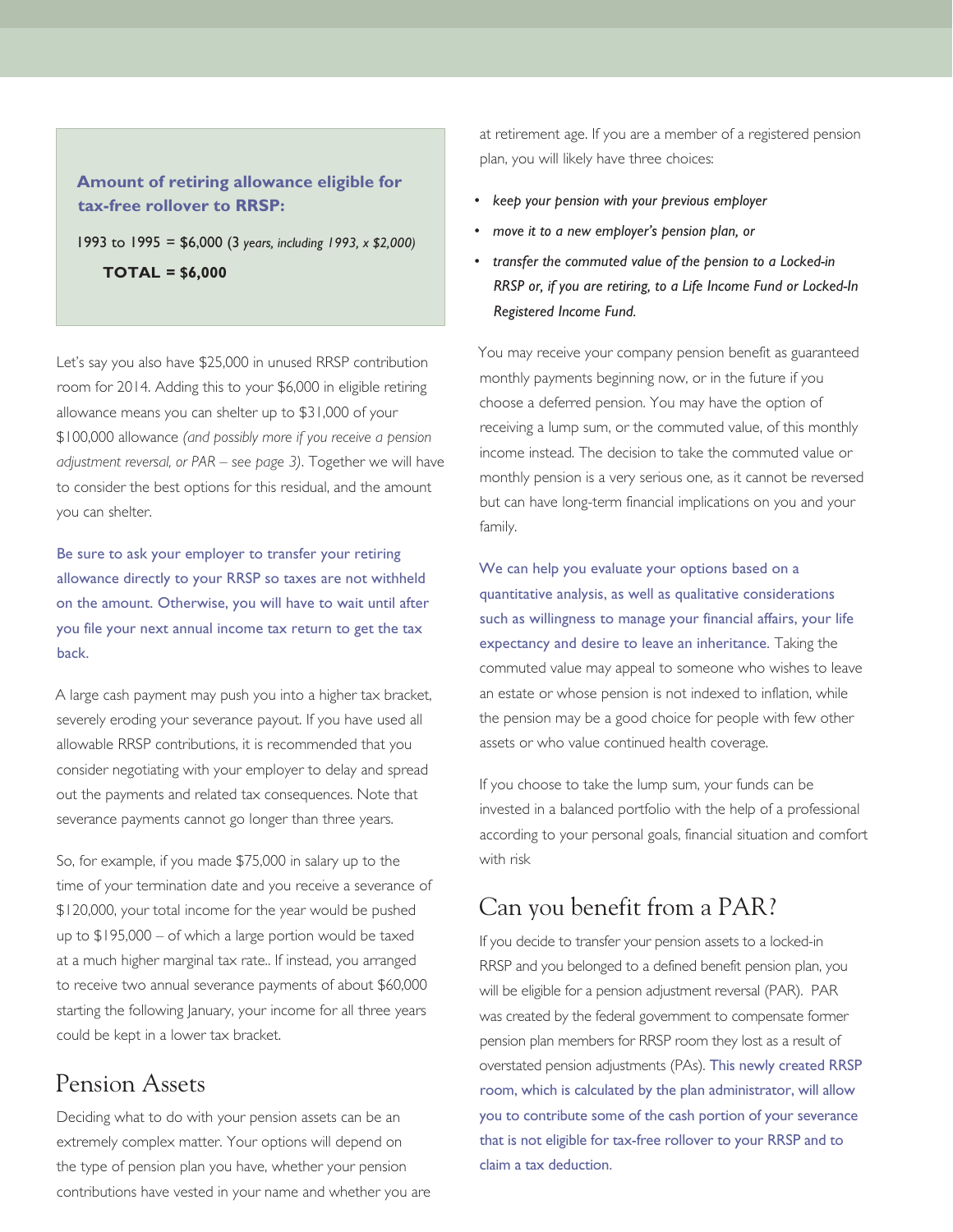**Amount of retiring allowance eligible for tax-free rollover to RRSP:**

1993 to 1995 = $6,000 (3 *years, including 1993, x $2,000)*

**TOTAL = $6,000**

Let's say you also have $25,000 in unused RRSP contribution room for 2014. Adding this to your $6,000 in eligible retiring allowance means you can shelter up to $31,000 of your $100,000 allowance *(and possibly more if you receive a pension adjustment reversal, or PAR – see page 3)*. Together we will have to consider the best options for this residual, and the amount you can shelter.

Be sure to ask your employer to transfer your retiring allowance directly to your RRSP so taxes are not withheld on the amount. Otherwise, you will have to wait until after you file your next annual income tax return to get the tax back.

A large cash payment may push you into a higher tax bracket, severely eroding your severance payout. If you have used all allowable RRSP contributions, it is recommended that you consider negotiating with your employer to delay and spread out the payments and related tax consequences. Note that severance payments cannot go longer than three years.

So, for example, if you made $75,000 in salary up to the time of your termination date and you receive a severance of $120,000, your total income for the year would be pushed up to $195,000 – of which a large portion would be taxed at a much higher marginal tax rate.. If instead, you arranged to receive two annual severance payments of about $60,000 starting the following January, your income for all three years could be kept in a lower tax bracket.

## Pension Assets

Deciding what to do with your pension assets can be an extremely complex matter. Your options will depend on the type of pension plan you have, whether your pension contributions have vested in your name and whether you are at retirement age. If you are a member of a registered pension plan, you will likely have three choices:

- *keep your pension with your previous employer*
- *move it to a new employer's pension plan, or*
- *transfer the commuted value of the pension to a Locked-in RRSP or, if you are retiring, to a Life Income Fund or Locked-In Registered Income Fund.*

You may receive your company pension benefit as guaranteed monthly payments beginning now, or in the future if you choose a deferred pension. You may have the option of receiving a lump sum, or the commuted value, of this monthly income instead. The decision to take the commuted value or monthly pension is a very serious one, as it cannot be reversed but can have long-term financial implications on you and your family.

We can help you evaluate your options based on a quantitative analysis, as well as qualitative considerations such as willingness to manage your financial affairs, your life expectancy and desire to leave an inheritance. Taking the commuted value may appeal to someone who wishes to leave an estate or whose pension is not indexed to inflation, while the pension may be a good choice for people with few other assets or who value continued health coverage.

If you choose to take the lump sum, your funds can be invested in a balanced portfolio with the help of a professional according to your personal goals, financial situation and comfort with risk

## Can you benefit from a PAR?

If you decide to transfer your pension assets to a locked-in RRSP and you belonged to a defined benefit pension plan, you will be eligible for a pension adjustment reversal (PAR). PAR was created by the federal government to compensate former pension plan members for RRSP room they lost as a result of overstated pension adjustments (PAs). This newly created RRSP room, which is calculated by the plan administrator, will allow you to contribute some of the cash portion of your severance that is not eligible for tax-free rollover to your RRSP and to claim a tax deduction.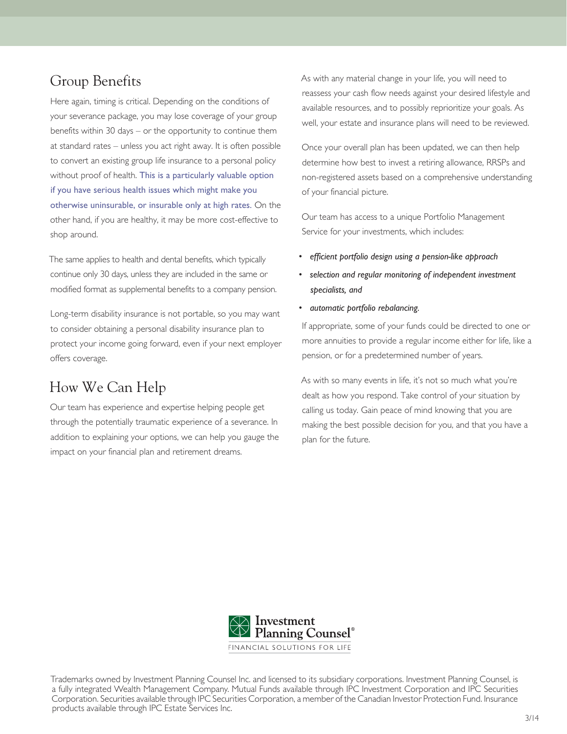## Group Benefits

Here again, timing is critical. Depending on the conditions of your severance package, you may lose coverage of your group benefits within 30 days – or the opportunity to continue them at standard rates – unless you act right away. It is often possible to convert an existing group life insurance to a personal policy without proof of health. This is a particularly valuable option if you have serious health issues which might make you otherwise uninsurable, or insurable only at high rates. On the other hand, if you are healthy, it may be more cost-effective to shop around.

The same applies to health and dental benefits, which typically continue only 30 days, unless they are included in the same or modified format as supplemental benefits to a company pension.

Long-term disability insurance is not portable, so you may want to consider obtaining a personal disability insurance plan to protect your income going forward, even if your next employer offers coverage.

## How We Can Help

Our team has experience and expertise helping people get through the potentially traumatic experience of a severance. In addition to explaining your options, we can help you gauge the impact on your financial plan and retirement dreams.

As with any material change in your life, you will need to reassess your cash flow needs against your desired lifestyle and available resources, and to possibly reprioritize your goals. As well, your estate and insurance plans will need to be reviewed.

Once your overall plan has been updated, we can then help determine how best to invest a retiring allowance, RRSPs and non-registered assets based on a comprehensive understanding of your financial picture.

Our team has access to a unique Portfolio Management Service for your investments, which includes:

- *efficient portfolio design using a pension-like approach*
- *selection and regular monitoring of independent investment specialists, and*
- *automatic portfolio rebalancing.*

If appropriate, some of your funds could be directed to one or more annuities to provide a regular income either for life, like a pension, or for a predetermined number of years.

As with so many events in life, it's not so much what you're dealt as how you respond. Take control of your situation by calling us today. Gain peace of mind knowing that you are making the best possible decision for you, and that you have a plan for the future.

Investment Planning Counsel®
FINANCIAL SOLUTIONS FOR LIFE

Trademarks owned by Investment Planning Counsel Inc. and licensed to its subsidiary corporations. Investment Planning Counsel, is a fully integrated Wealth Management Company. Mutual Funds available through IPC Investment Corporation and IPC Securities Corporation. Securities available through IPC Securities Corporation, a member of the Canadian Investor Protection Fund. Insurance products available through IPC Estate Services Inc.

3/14